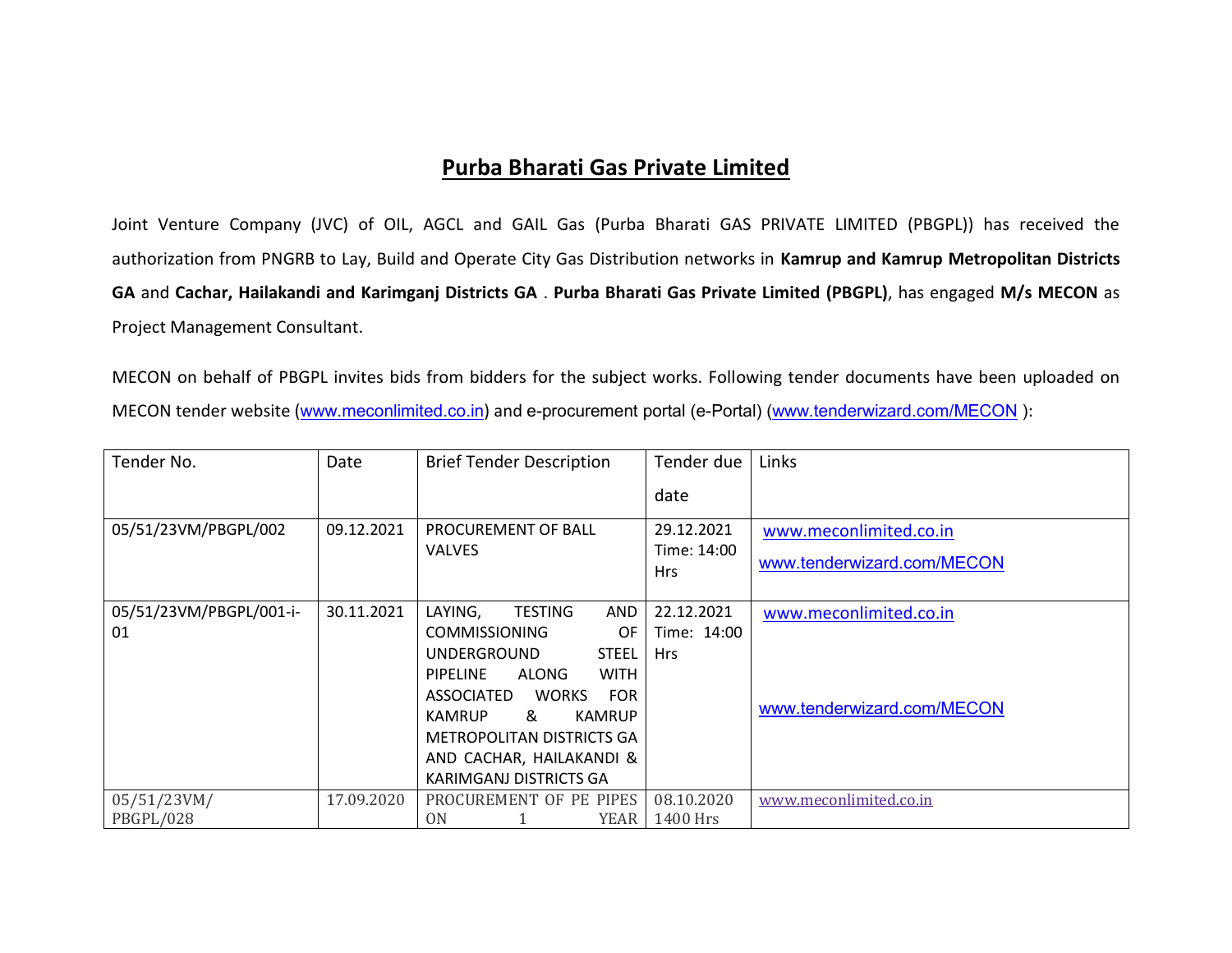# Purba Bharati Gas Private Limited

Joint Venture Company (JVC) of OIL, AGCL and GAIL Gas (Purba Bharati GAS PRIVATE LIMITED (PBGPL)) has received the authorization from PNGRB to Lay, Build and Operate City Gas Distribution networks in **Kamrup and Kamrup Metropolitan Districts GA** and **Cachar, Hailakandi and Karimganj Districts GA** . **Purba Bharati Gas Private Limited (PBGPL)**, has engaged **M/s MECON** as Project Management Consultant.

MECON on behalf of PBGPL invites bids from bidders for the subject works. Following tender documents have been uploaded on MECON tender website (www.meconlimited.co.in) and e-procurement portal (e-Portal) (www.tenderwizard.com/MECON ):

| Tender No. | Date | Brief Tender Description | Tender due date | Links |
|---|---|---|---|---|
| 05/51/23VM/PBGPL/002 | 09.12.2021 | PROCUREMENT OF BALL VALVES | 29.12.2021 Time: 14:00 Hrs | www.meconlimited.co.in www.tenderwizard.com/MECON |
| 05/51/23VM/PBGPL/001-i-01 | 30.11.2021 | LAYING, TESTING AND COMMISSIONING OF UNDERGROUND STEEL PIPELINE ALONG WITH ASSOCIATED WORKS FOR KAMRUP & KAMRUP METROPOLITAN DISTRICTS GA AND CACHAR, HAILAKANDI & KARIMGANJ DISTRICTS GA | 22.12.2021 Time: 14:00 Hrs | www.meconlimited.co.in www.tenderwizard.com/MECON |
| 05/51/23VM/ PBGPL/028 | 17.09.2020 | PROCUREMENT OF PE PIPES ON 1 YEAR | 08.10.2020 1400 Hrs | www.meconlimited.co.in |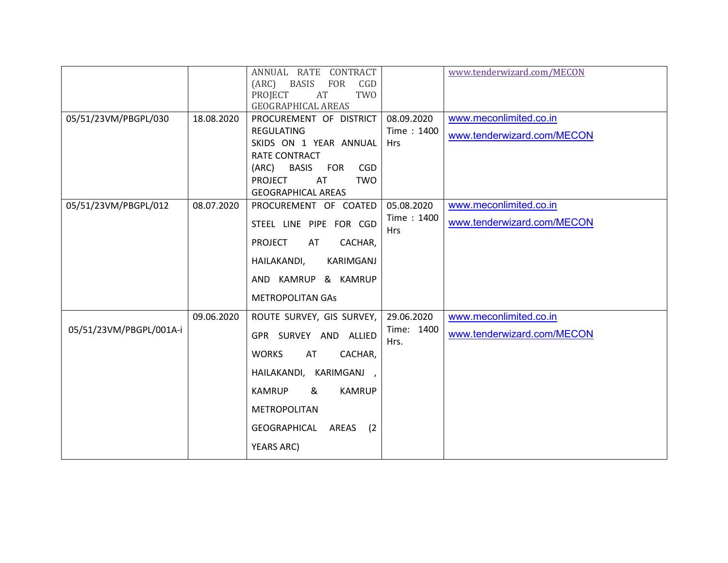| | | | | |
|---|---|---|---|---|
| | | ANNUAL RATE CONTRACT (ARC) BASIS FOR CGD PROJECT AT TWO GEOGRAPHICAL AREAS | | www.tenderwizard.com/MECON |
| 05/51/23VM/PBGPL/030 | 18.08.2020 | PROCUREMENT OF DISTRICT REGULATING SKIDS ON 1 YEAR ANNUAL RATE CONTRACT (ARC) BASIS FOR CGD PROJECT AT TWO GEOGRAPHICAL AREAS | 08.09.2020 Time : 1400 Hrs | www.meconlimited.co.in www.tenderwizard.com/MECON |
| 05/51/23VM/PBGPL/012 | 08.07.2020 | PROCUREMENT OF COATED STEEL LINE PIPE FOR CGD PROJECT AT CACHAR, HAILAKANDI, KARIMGANJ AND KAMRUP & KAMRUP METROPOLITAN GAs | 05.08.2020 Time : 1400 Hrs | www.meconlimited.co.in www.tenderwizard.com/MECON |
| 05/51/23VM/PBGPL/001A-i | 09.06.2020 | ROUTE SURVEY, GIS SURVEY, GPR SURVEY AND ALLIED WORKS AT CACHAR, HAILAKANDI, KARIMGANJ , KAMRUP & KAMRUP METROPOLITAN GEOGRAPHICAL AREAS (2 YEARS ARC) | 29.06.2020 Time: 1400 Hrs. | www.meconlimited.co.in www.tenderwizard.com/MECON |